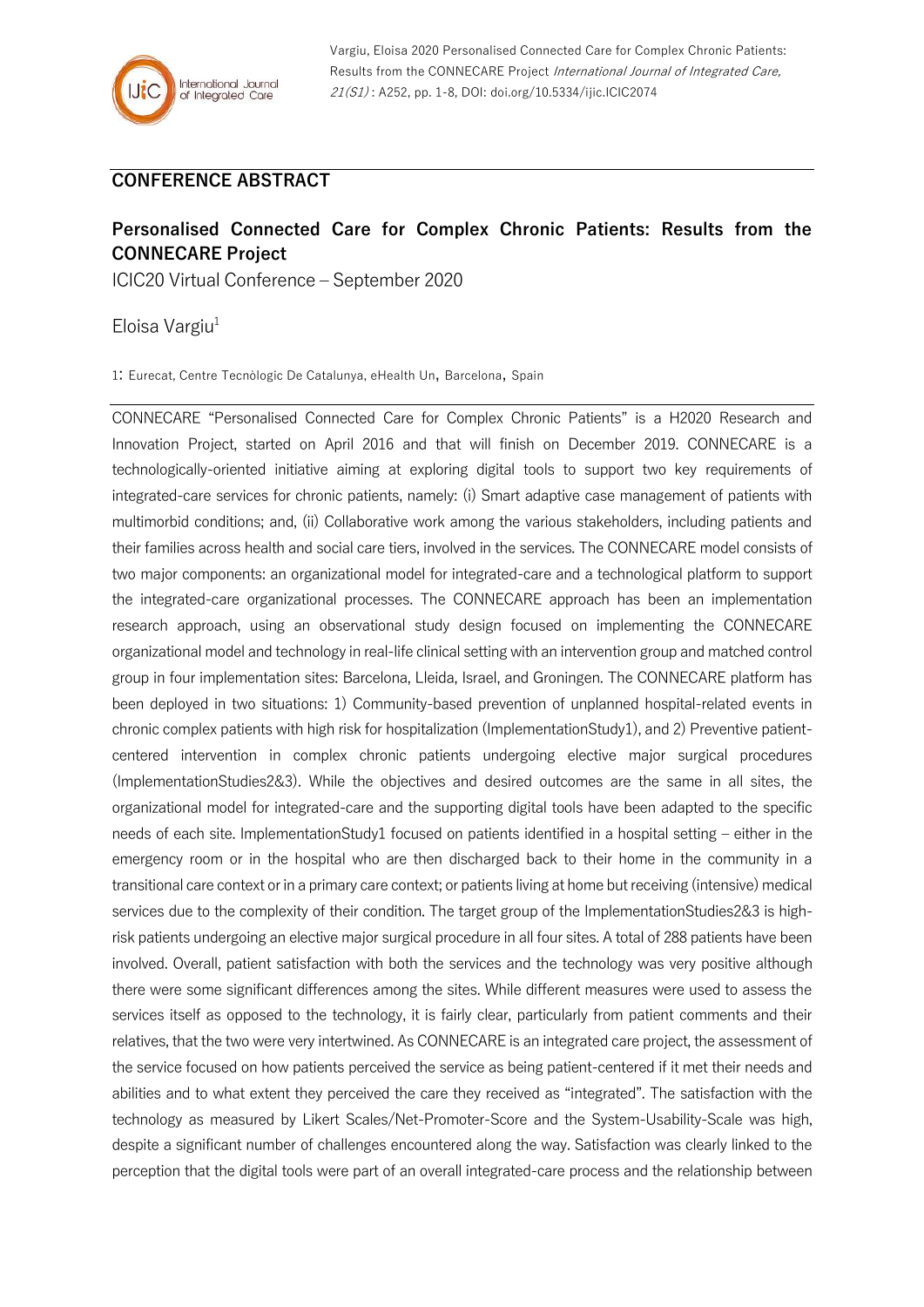## CONFERENCE ABSTRACT

# Personalised Connected Care for Complex Chronic Patients: Results from the CONNECARE Project

ICIC20 Virtual Conference – September 2020

Eloisa Vargiu[1]

1: Eurecat, Centre Tecnològic De Catalunya, eHealth Un, Barcelona, Spain

CONNECARE "Personalised Connected Care for Complex Chronic Patients" is a H2020 Research and Innovation Project, started on April 2016 and that will finish on December 2019. CONNECARE is a technologically-oriented initiative aiming at exploring digital tools to support two key requirements of integrated-care services for chronic patients, namely: (i) Smart adaptive case management of patients with multimorbid conditions; and, (ii) Collaborative work among the various stakeholders, including patients and their families across health and social care tiers, involved in the services. The CONNECARE model consists of two major components: an organizational model for integrated-care and a technological platform to support the integrated-care organizational processes. The CONNECARE approach has been an implementation research approach, using an observational study design focused on implementing the CONNECARE organizational model and technology in real-life clinical setting with an intervention group and matched control group in four implementation sites: Barcelona, Lleida, Israel, and Groningen. The CONNECARE platform has been deployed in two situations: 1) Community-based prevention of unplanned hospital-related events in chronic complex patients with high risk for hospitalization (ImplementationStudy1), and 2) Preventive patient-centered intervention in complex chronic patients undergoing elective major surgical procedures (ImplementationStudies2&3). While the objectives and desired outcomes are the same in all sites, the organizational model for integrated-care and the supporting digital tools have been adapted to the specific needs of each site. ImplementationStudy1 focused on patients identified in a hospital setting – either in the emergency room or in the hospital who are then discharged back to their home in the community in a transitional care context or in a primary care context; or patients living at home but receiving (intensive) medical services due to the complexity of their condition. The target group of the ImplementationStudies2&3 is high-risk patients undergoing an elective major surgical procedure in all four sites. A total of 288 patients have been involved. Overall, patient satisfaction with both the services and the technology was very positive although there were some significant differences among the sites. While different measures were used to assess the services itself as opposed to the technology, it is fairly clear, particularly from patient comments and their relatives, that the two were very intertwined. As CONNECARE is an integrated care project, the assessment of the service focused on how patients perceived the service as being patient-centered if it met their needs and abilities and to what extent they perceived the care they received as "integrated". The satisfaction with the technology as measured by Likert Scales/Net-Promoter-Score and the System-Usability-Scale was high, despite a significant number of challenges encountered along the way. Satisfaction was clearly linked to the perception that the digital tools were part of an overall integrated-care process and the relationship between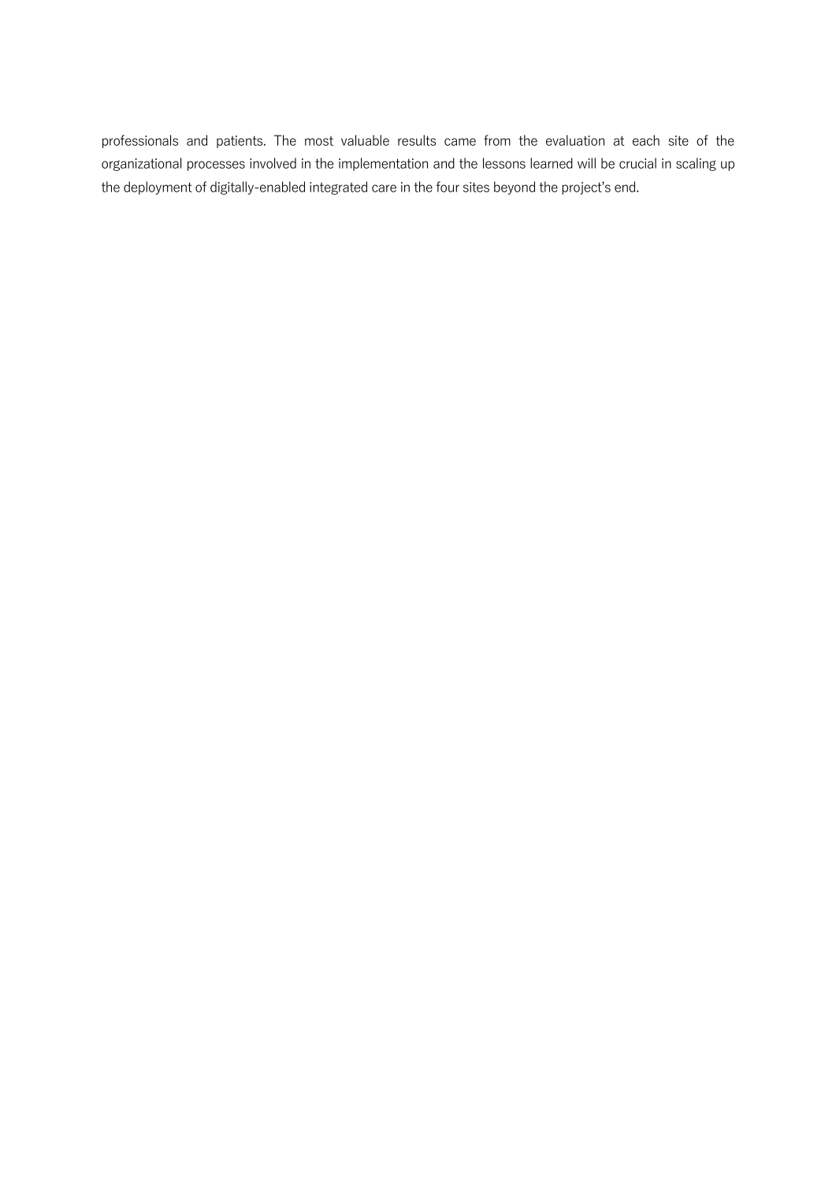professionals and patients. The most valuable results came from the evaluation at each site of the organizational processes involved in the implementation and the lessons learned will be crucial in scaling up the deployment of digitally-enabled integrated care in the four sites beyond the project's end.